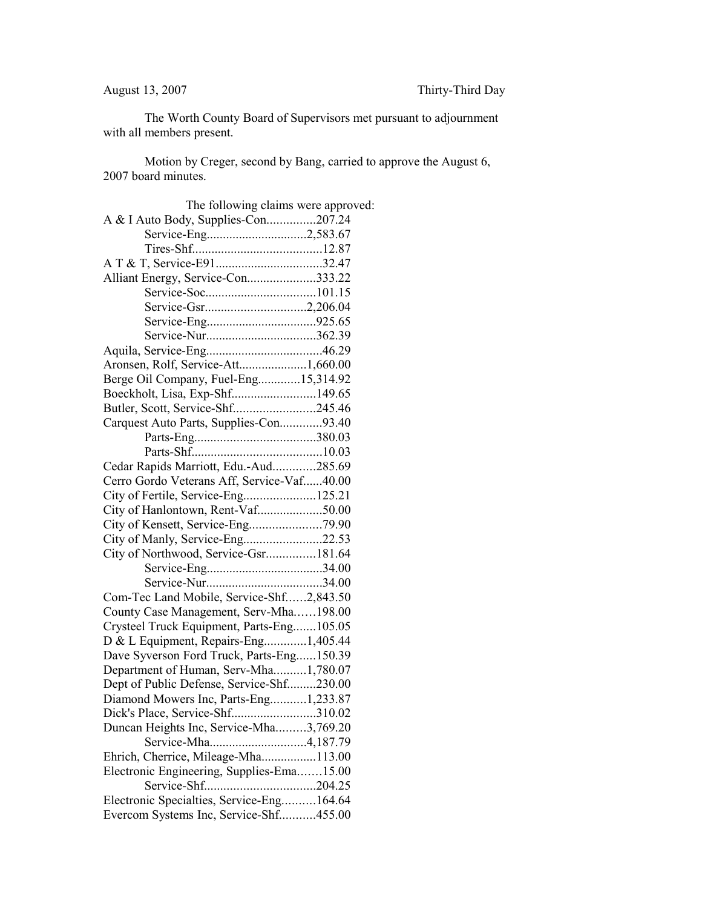August 13, 2007 Thirty-Third Day

The Worth County Board of Supervisors met pursuant to adjournment with all members present.

Motion by Creger, second by Bang, carried to approve the August 6, 2007 board minutes.

The following claims were approved:

A & I Auto Body, Supplies-Con...............207.24
Service-Eng...............................2,583.67
Tires-Shf........................................12.87
A T & T, Service-E91.................................32.47
Alliant Energy, Service-Con.....................333.22
Service-Soc..................................101.15
Service-Gsr...............................2,206.04
Service-Eng..................................925.65
Service-Nur..................................362.39
Aquila, Service-Eng....................................46.29
Aronsen, Rolf, Service-Att.....................1,660.00
Berge Oil Company, Fuel-Eng.............15,314.92
Boeckholt, Lisa, Exp-Shf..........................149.65
Butler, Scott, Service-Shf.........................245.46
Carquest Auto Parts, Supplies-Con.............93.40
Parts-Eng.....................................380.03
Parts-Shf........................................10.03
Cedar Rapids Marriott, Edu.-Aud.............285.69
Cerro Gordo Veterans Aff, Service-Vaf......40.00
City of Fertile, Service-Eng......................125.21
City of Hanlontown, Rent-Vaf....................50.00
City of Kensett, Service-Eng......................79.90
City of Manly, Service-Eng........................22.53
City of Northwood, Service-Gsr...............181.64
Service-Eng....................................34.00
Service-Nur....................................34.00
Com-Tec Land Mobile, Service-Shf......2,843.50
County Case Management, Serv-Mha......198.00
Crysteel Truck Equipment, Parts-Eng.......105.05
D & L Equipment, Repairs-Eng.............1,405.44
Dave Syverson Ford Truck, Parts-Eng......150.39
Department of Human, Serv-Mha..........1,780.07
Dept of Public Defense, Service-Shf.........230.00
Diamond Mowers Inc, Parts-Eng...........1,233.87
Dick's Place, Service-Shf..........................310.02
Duncan Heights Inc, Service-Mha.........3,769.20
Service-Mha.............................4,187.79
Ehrich, Cherrice, Mileage-Mha.................113.00
Electronic Engineering, Supplies-Ema.......15.00
Service-Shf..................................204.25
Electronic Specialties, Service-Eng..........164.64
Evercom Systems Inc, Service-Shf...........455.00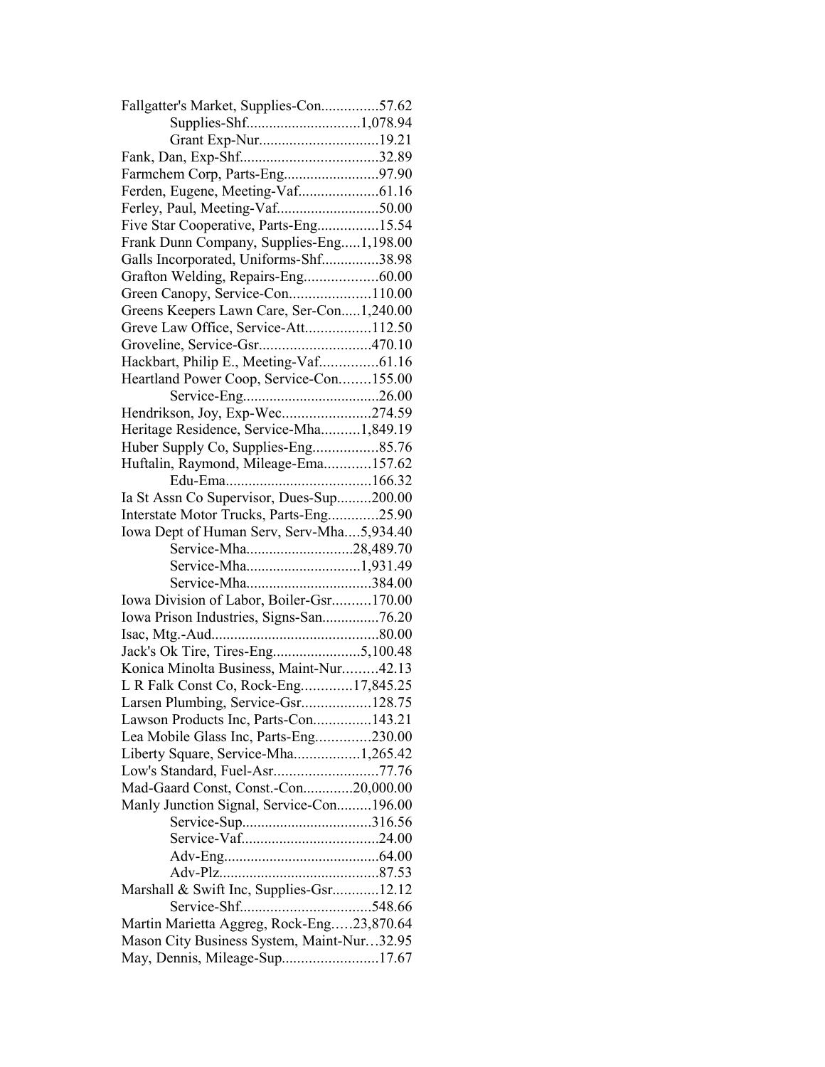Fallgatter's Market, Supplies-Con...............57.62
Supplies-Shf.............................1,078.94
Grant Exp-Nur...............................19.21
Fank, Dan, Exp-Shf....................................32.89
Farmchem Corp, Parts-Eng.........................97.90
Ferden, Eugene, Meeting-Vaf.....................61.16
Ferley, Paul, Meeting-Vaf...........................50.00
Five Star Cooperative, Parts-Eng................15.54
Frank Dunn Company, Supplies-Eng.....1,198.00
Galls Incorporated, Uniforms-Shf...............38.98
Grafton Welding, Repairs-Eng...................60.00
Green Canopy, Service-Con.....................110.00
Greens Keepers Lawn Care, Ser-Con.....1,240.00
Greve Law Office, Service-Att.................112.50
Groveline, Service-Gsr.............................470.10
Hackbart, Philip E., Meeting-Vaf...............61.16
Heartland Power Coop, Service-Con........155.00
Service-Eng....................................26.00
Hendrikson, Joy, Exp-Wec.......................274.59
Heritage Residence, Service-Mha..........1,849.19
Huber Supply Co, Supplies-Eng.................85.76
Huftalin, Raymond, Mileage-Ema............157.62
Edu-Ema......................................166.32
Ia St Assn Co Supervisor, Dues-Sup.........200.00
Interstate Motor Trucks, Parts-Eng.............25.90
Iowa Dept of Human Serv, Serv-Mha....5,934.40
Service-Mha...........................28,489.70
Service-Mha.............................1,931.49
Service-Mha................................384.00
Iowa Division of Labor, Boiler-Gsr..........170.00
Iowa Prison Industries, Signs-San...............76.20
Isac, Mtg.-Aud............................................80.00
Jack's Ok Tire, Tires-Eng.......................5,100.48
Konica Minolta Business, Maint-Nur.........42.13
L R Falk Const Co, Rock-Eng.............17,845.25
Larsen Plumbing, Service-Gsr..................128.75
Lawson Products Inc, Parts-Con...............143.21
Lea Mobile Glass Inc, Parts-Eng..............230.00
Liberty Square, Service-Mha.................1,265.42
Low's Standard, Fuel-Asr...........................77.76
Mad-Gaard Const, Const.-Con.............20,000.00
Manly Junction Signal, Service-Con.........196.00
Service-Sup.................................316.56
Service-Vaf....................................24.00
Adv-Eng.........................................64.00
Adv-Plz..........................................87.53
Marshall & Swift Inc, Supplies-Gsr............12.12
Service-Shf..................................548.66
Martin Marietta Aggreg, Rock-Eng.….23,870.64
Mason City Business System, Maint-Nur…32.95
May, Dennis, Mileage-Sup.........................17.67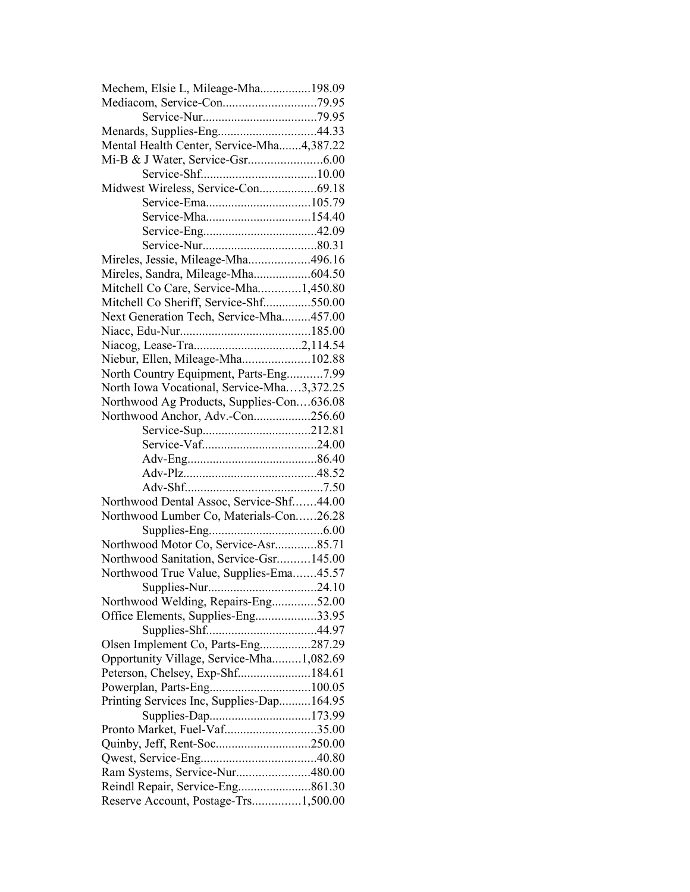Mechem, Elsie L, Mileage-Mha................198.09
Mediacom, Service-Con.............................79.95
Service-Nur....................................79.95
Menards, Supplies-Eng...............................44.33
Mental Health Center, Service-Mha.......4,387.22
Mi-B & J Water, Service-Gsr.......................6.00
Service-Shf....................................10.00
Midwest Wireless, Service-Con..................69.18
Service-Ema.................................105.79
Service-Mha.................................154.40
Service-Eng....................................42.09
Service-Nur....................................80.31
Mireles, Jessie, Mileage-Mha...................496.16
Mireles, Sandra, Mileage-Mha..................604.50
Mitchell Co Care, Service-Mha.............1,450.80
Mitchell Co Sheriff, Service-Shf...............550.00
Next Generation Tech, Service-Mha.........457.00
Niacc, Edu-Nur.........................................185.00
Niacog, Lease-Tra..................................2,114.54
Niebur, Ellen, Mileage-Mha.....................102.88
North Country Equipment, Parts-Eng...........7.99
North Iowa Vocational, Service-Mha….3,372.25
Northwood Ag Products, Supplies-Con….636.08
Northwood Anchor, Adv.-Con..................256.60
Service-Sup..................................212.81
Service-Vaf....................................24.00
Adv-Eng.........................................86.40
Adv-Plz..........................................48.52
Adv-Shf...........................................7.50
Northwood Dental Assoc, Service-Shf…....44.00
Northwood Lumber Co, Materials-Con……26.28
Supplies-Eng....................................6.00
Northwood Motor Co, Service-Asr.............85.71
Northwood Sanitation, Service-Gsr..........145.00
Northwood True Value, Supplies-Ema.......45.57
Supplies-Nur..................................24.10
Northwood Welding, Repairs-Eng..............52.00
Office Elements, Supplies-Eng...................33.95
Supplies-Shf...................................44.97
Olsen Implement Co, Parts-Eng................287.29
Opportunity Village, Service-Mha.........1,082.69
Peterson, Chelsey, Exp-Shf.......................184.61
Powerplan, Parts-Eng................................100.05
Printing Services Inc, Supplies-Dap..........164.95
Supplies-Dap................................173.99
Pronto Market, Fuel-Vaf.............................35.00
Quinby, Jeff, Rent-Soc..............................250.00
Qwest, Service-Eng....................................40.80
Ram Systems, Service-Nur.......................480.00
Reindl Repair, Service-Eng.......................861.30
Reserve Account, Postage-Trs...............1,500.00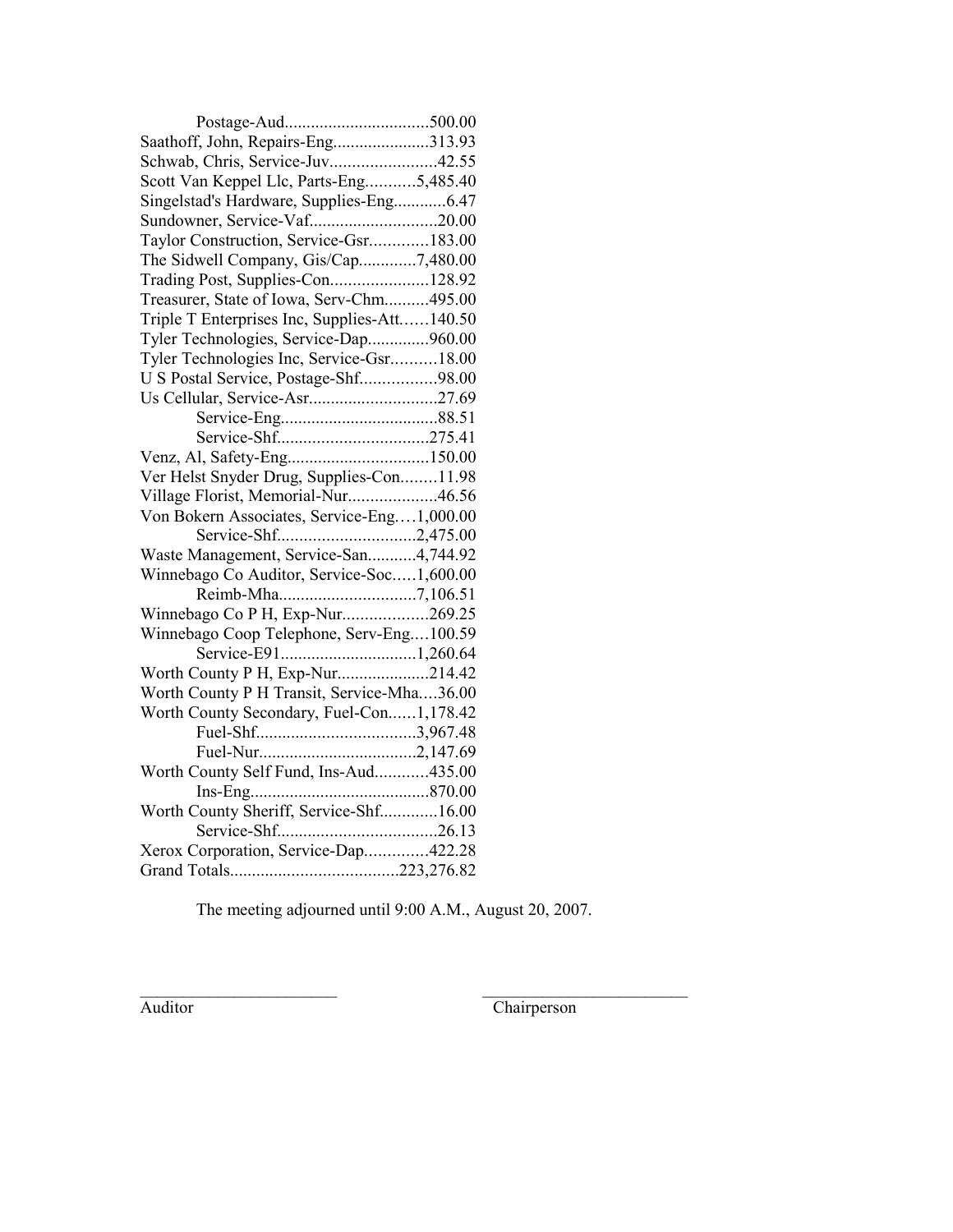Postage-Aud.................................500.00
Saathoff, John, Repairs-Eng......................313.93
Schwab, Chris, Service-Juv........................42.55
Scott Van Keppel Llc, Parts-Eng...........5,485.40
Singelstad's Hardware, Supplies-Eng............6.47
Sundowner, Service-Vaf.............................20.00
Taylor Construction, Service-Gsr.............183.00
The Sidwell Company, Gis/Cap.............7,480.00
Trading Post, Supplies-Con......................128.92
Treasurer, State of Iowa, Serv-Chm..........495.00
Triple T Enterprises Inc, Supplies-Att……140.50
Tyler Technologies, Service-Dap.............960.00
Tyler Technologies Inc, Service-Gsr..........18.00
U S Postal Service, Postage-Shf.................98.00
Us Cellular, Service-Asr.............................27.69
Service-Eng....................................88.51
Service-Shf..................................275.41
Venz, Al, Safety-Eng................................150.00
Ver Helst Snyder Drug, Supplies-Con........11.98
Village Florist, Memorial-Nur....................46.56
Von Bokern Associates, Service-Eng.…1,000.00
Service-Shf...............................2,475.00
Waste Management, Service-San...........4,744.92
Winnebago Co Auditor, Service-Soc.....1,600.00
Reimb-Mha...............................7,106.51
Winnebago Co P H, Exp-Nur...................269.25
Winnebago Coop Telephone, Serv-Eng....100.59
Service-E91...............................1,260.64
Worth County P H, Exp-Nur....................214.42
Worth County P H Transit, Service-Mha....36.00
Worth County Secondary, Fuel-Con......1,178.42
Fuel-Shf....................................3,967.48
Fuel-Nur....................................2,147.69
Worth County Self Fund, Ins-Aud............435.00
Ins-Eng.........................................870.00
Worth County Sheriff, Service-Shf.............16.00
Service-Shf....................................26.13
Xerox Corporation, Service-Dap..............422.28
Grand Totals......................................223,276.82

The meeting adjourned until 9:00 A.M., August 20, 2007.

\_\_\_\_\_\_\_\_\_\_\_\_\_\_\_\_\_\_\_\_\_\_\_\_ \_\_\_\_\_\_\_\_\_\_\_\_\_\_\_\_\_\_\_\_\_\_\_\_\_

Auditor Chairperson